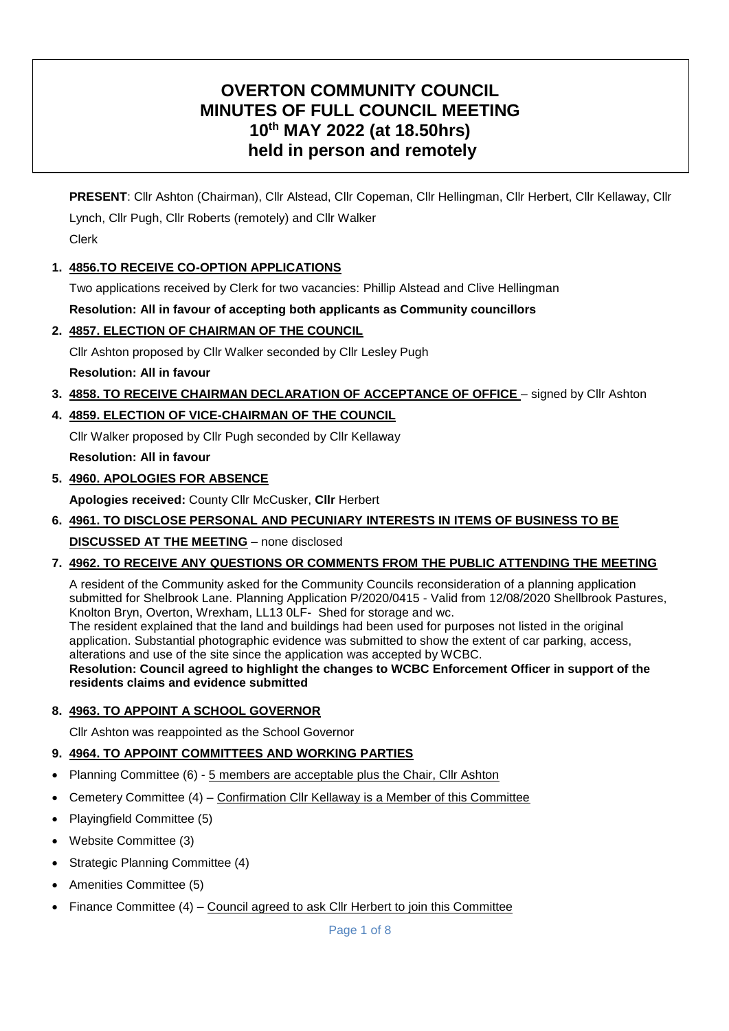# OVERTON COMMUNITY COUNCIL
# MINUTES OF FULL COUNCIL MEETING
# 10th MAY 2022 (at 18.50hrs)
# held in person and remotely

**PRESENT**: Cllr Ashton (Chairman), Cllr Alstead, Cllr Copeman, Cllr Hellingman, Cllr Herbert, Cllr Kellaway, Cllr Lynch, Cllr Pugh, Cllr Roberts (remotely) and Cllr Walker
Clerk

1. **4856.TO RECEIVE CO-OPTION APPLICATIONS**

   Two applications received by Clerk for two vacancies: Phillip Alstead and Clive Hellingman

   **Resolution: All in favour of accepting both applicants as Community councillors**

2. **4857. ELECTION OF CHAIRMAN OF THE COUNCIL**

   Cllr Ashton proposed by Cllr Walker seconded by Cllr Lesley Pugh

   **Resolution: All in favour**

3. **4858. TO RECEIVE CHAIRMAN DECLARATION OF ACCEPTANCE OF OFFICE** – signed by Cllr Ashton

4. **4859. ELECTION OF VICE-CHAIRMAN OF THE COUNCIL**

   Cllr Walker proposed by Cllr Pugh seconded by Cllr Kellaway

   **Resolution: All in favour**

5. **4960. APOLOGIES FOR ABSENCE**

   **Apologies received:** County Cllr McCusker, **Cllr** Herbert

6. **4961. TO DISCLOSE PERSONAL AND PECUNIARY INTERESTS IN ITEMS OF BUSINESS TO BE DISCUSSED AT THE MEETING** – none disclosed

7. **4962. TO RECEIVE ANY QUESTIONS OR COMMENTS FROM THE PUBLIC ATTENDING THE MEETING**

   A resident of the Community asked for the Community Councils reconsideration of a planning application submitted for Shelbrook Lane. Planning Application P/2020/0415 - Valid from 12/08/2020 Shellbrook Pastures, Knolton Bryn, Overton, Wrexham, LL13 0LF- Shed for storage and wc.
   The resident explained that the land and buildings had been used for purposes not listed in the original application. Substantial photographic evidence was submitted to show the extent of car parking, access, alterations and use of the site since the application was accepted by WCBC.
   **Resolution: Council agreed to highlight the changes to WCBC Enforcement Officer in support of the residents claims and evidence submitted**

8. **4963. TO APPOINT A SCHOOL GOVERNOR**

   Cllr Ashton was reappointed as the School Governor

9. **4964. TO APPOINT COMMITTEES AND WORKING PARTIES**

- Planning Committee (6) - 5 members are acceptable plus the Chair, Cllr Ashton
- Cemetery Committee (4) – Confirmation Cllr Kellaway is a Member of this Committee
- Playingfield Committee (5)
- Website Committee (3)
- Strategic Planning Committee (4)
- Amenities Committee (5)
- Finance Committee (4) – Council agreed to ask Cllr Herbert to join this Committee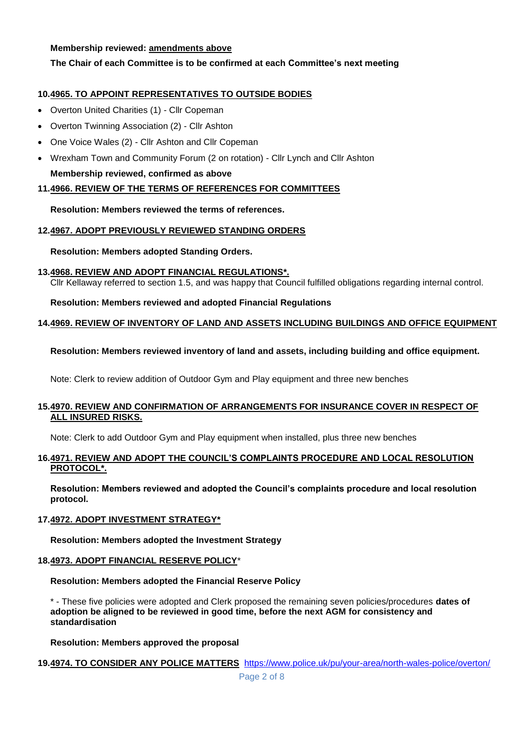**Membership reviewed: amendments above**

**The Chair of each Committee is to be confirmed at each Committee's next meeting**

## 10. 4965. TO APPOINT REPRESENTATIVES TO OUTSIDE BODIES

- Overton United Charities (1) - Cllr Copeman
- Overton Twinning Association (2) - Cllr Ashton
- One Voice Wales (2) - Cllr Ashton and Cllr Copeman
- Wrexham Town and Community Forum (2 on rotation) - Cllr Lynch and Cllr Ashton

**Membership reviewed, confirmed as above**

## 11. 4966. REVIEW OF THE TERMS OF REFERENCES FOR COMMITTEES

**Resolution: Members reviewed the terms of references.**

## 12. 4967. ADOPT PREVIOUSLY REVIEWED STANDING ORDERS

**Resolution: Members adopted Standing Orders.**

## 13. 4968. REVIEW AND ADOPT FINANCIAL REGULATIONS*.

Cllr Kellaway referred to section 1.5, and was happy that Council fulfilled obligations regarding internal control.

**Resolution: Members reviewed and adopted Financial Regulations**

## 14. 4969. REVIEW OF INVENTORY OF LAND AND ASSETS INCLUDING BUILDINGS AND OFFICE EQUIPMENT

**Resolution: Members reviewed inventory of land and assets, including building and office equipment.**

Note: Clerk to review addition of Outdoor Gym and Play equipment and three new benches

## 15. 4970. REVIEW AND CONFIRMATION OF ARRANGEMENTS FOR INSURANCE COVER IN RESPECT OF ALL INSURED RISKS.

Note: Clerk to add Outdoor Gym and Play equipment when installed, plus three new benches

## 16. 4971. REVIEW AND ADOPT THE COUNCIL'S COMPLAINTS PROCEDURE AND LOCAL RESOLUTION PROTOCOL*.

**Resolution: Members reviewed and adopted the Council's complaints procedure and local resolution protocol.**

## 17. 4972. ADOPT INVESTMENT STRATEGY*

**Resolution: Members adopted the Investment Strategy**

## 18. 4973. ADOPT FINANCIAL RESERVE POLICY*

**Resolution: Members adopted the Financial Reserve Policy**

\* - These five policies were adopted and Clerk proposed the remaining seven policies/procedures **dates of adoption be aligned to be reviewed in good time, before the next AGM for consistency and standardisation**

**Resolution: Members approved the proposal**

## 19. 4974. TO CONSIDER ANY POLICE MATTERS https://www.police.uk/pu/your-area/north-wales-police/overton/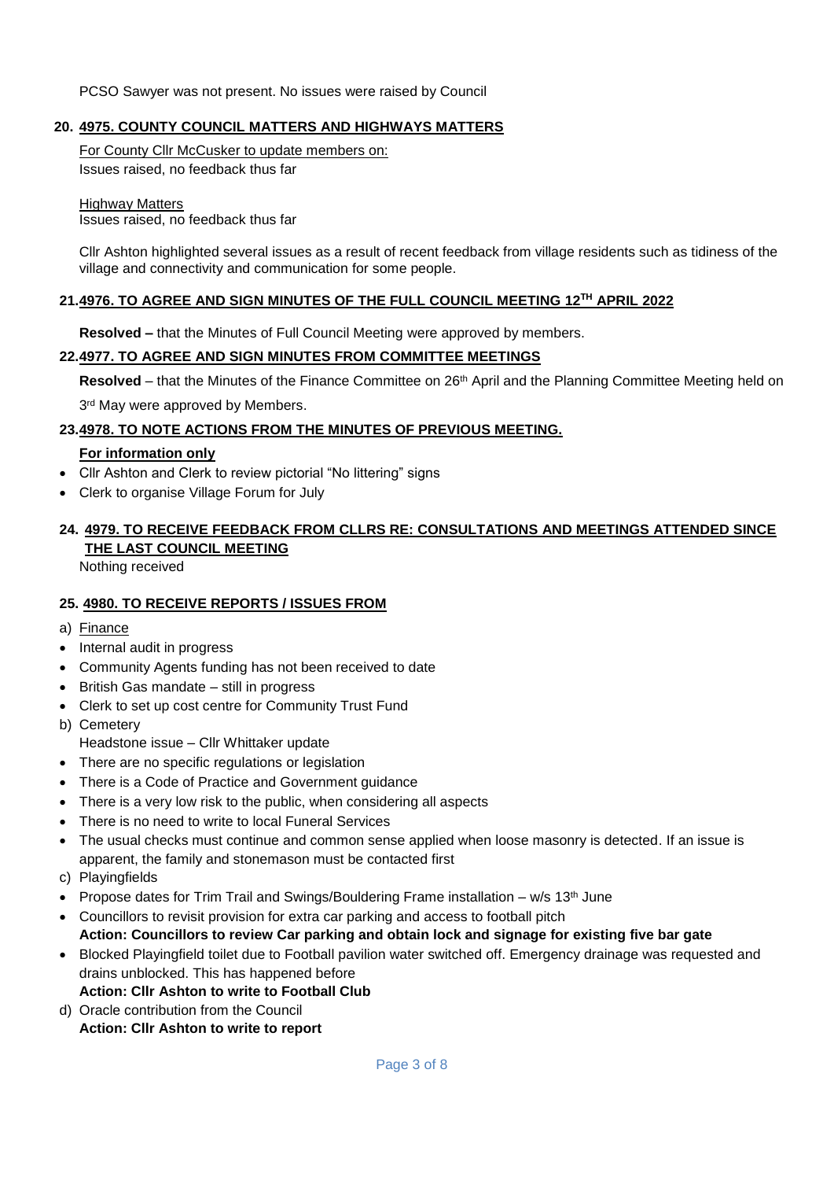PCSO Sawyer was not present. No issues were raised by Council

## 20. 4975. COUNTY COUNCIL MATTERS AND HIGHWAYS MATTERS

For County Cllr McCusker to update members on:
Issues raised, no feedback thus far

Highway Matters
Issues raised, no feedback thus far

Cllr Ashton highlighted several issues as a result of recent feedback from village residents such as tidiness of the village and connectivity and communication for some people.

## 21. 4976. TO AGREE AND SIGN MINUTES OF THE FULL COUNCIL MEETING 12TH APRIL 2022

**Resolved –** that the Minutes of Full Council Meeting were approved by members.

## 22. 4977. TO AGREE AND SIGN MINUTES FROM COMMITTEE MEETINGS

**Resolved** – that the Minutes of the Finance Committee on 26th April and the Planning Committee Meeting held on 3rd May were approved by Members.

## 23. 4978. TO NOTE ACTIONS FROM THE MINUTES OF PREVIOUS MEETING.

**For information only**

- Cllr Ashton and Clerk to review pictorial "No littering" signs
- Clerk to organise Village Forum for July

## 24. 4979. TO RECEIVE FEEDBACK FROM CLLRS RE: CONSULTATIONS AND MEETINGS ATTENDED SINCE THE LAST COUNCIL MEETING

Nothing received

## 25. 4980. TO RECEIVE REPORTS / ISSUES FROM

a) Finance

- Internal audit in progress
- Community Agents funding has not been received to date
- British Gas mandate – still in progress
- Clerk to set up cost centre for Community Trust Fund

b) Cemetery

Headstone issue – Cllr Whittaker update

- There are no specific regulations or legislation
- There is a Code of Practice and Government guidance
- There is a very low risk to the public, when considering all aspects
- There is no need to write to local Funeral Services
- The usual checks must continue and common sense applied when loose masonry is detected. If an issue is apparent, the family and stonemason must be contacted first

c) Playingfields

- Propose dates for Trim Trail and Swings/Bouldering Frame installation – w/s 13th June
- Councillors to revisit provision for extra car parking and access to football pitch
  **Action: Councillors to review Car parking and obtain lock and signage for existing five bar gate**
- Blocked Playingfield toilet due to Football pavilion water switched off. Emergency drainage was requested and drains unblocked. This has happened before
  **Action: Cllr Ashton to write to Football Club**

d) Oracle contribution from the Council
**Action: Cllr Ashton to write to report**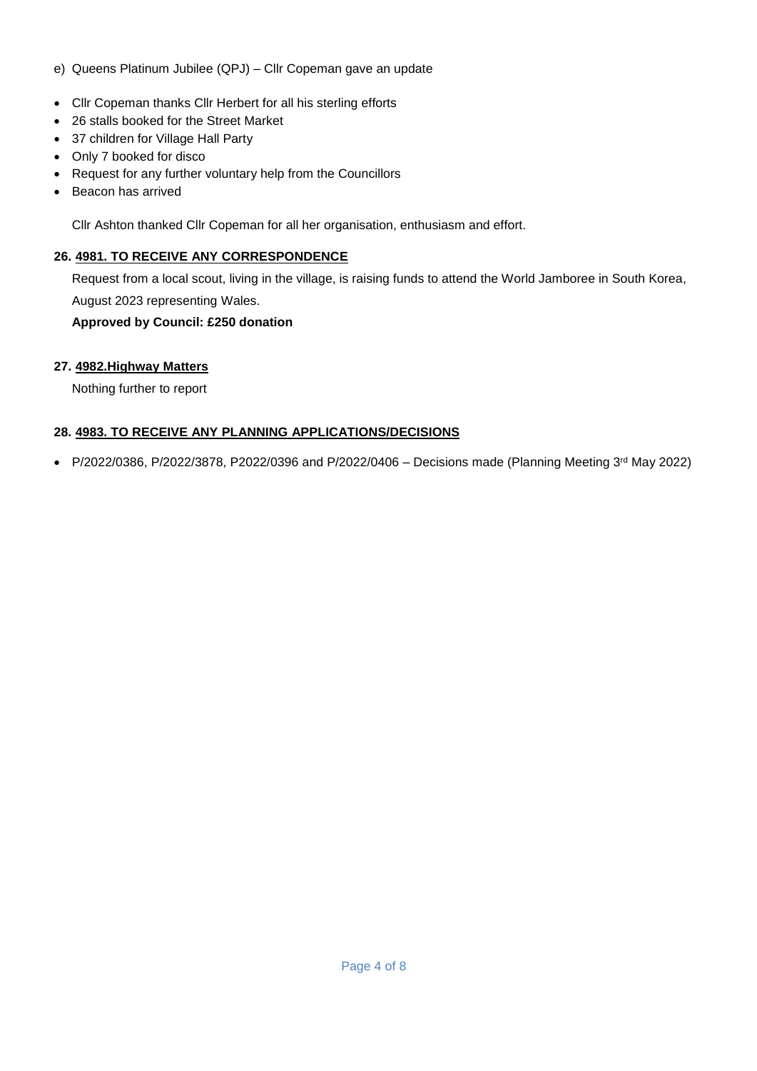e) Queens Platinum Jubilee (QPJ) – Cllr Copeman gave an update

- Cllr Copeman thanks Cllr Herbert for all his sterling efforts
- 26 stalls booked for the Street Market
- 37 children for Village Hall Party
- Only 7 booked for disco
- Request for any further voluntary help from the Councillors
- Beacon has arrived

Cllr Ashton thanked Cllr Copeman for all her organisation, enthusiasm and effort.

**26. 4981. TO RECEIVE ANY CORRESPONDENCE**

Request from a local scout, living in the village, is raising funds to attend the World Jamboree in South Korea, August 2023 representing Wales.

**Approved by Council: £250 donation**

**27. 4982.Highway Matters**

Nothing further to report

**28. 4983. TO RECEIVE ANY PLANNING APPLICATIONS/DECISIONS**

- P/2022/0386, P/2022/3878, P2022/0396 and P/2022/0406 – Decisions made (Planning Meeting 3rd May 2022)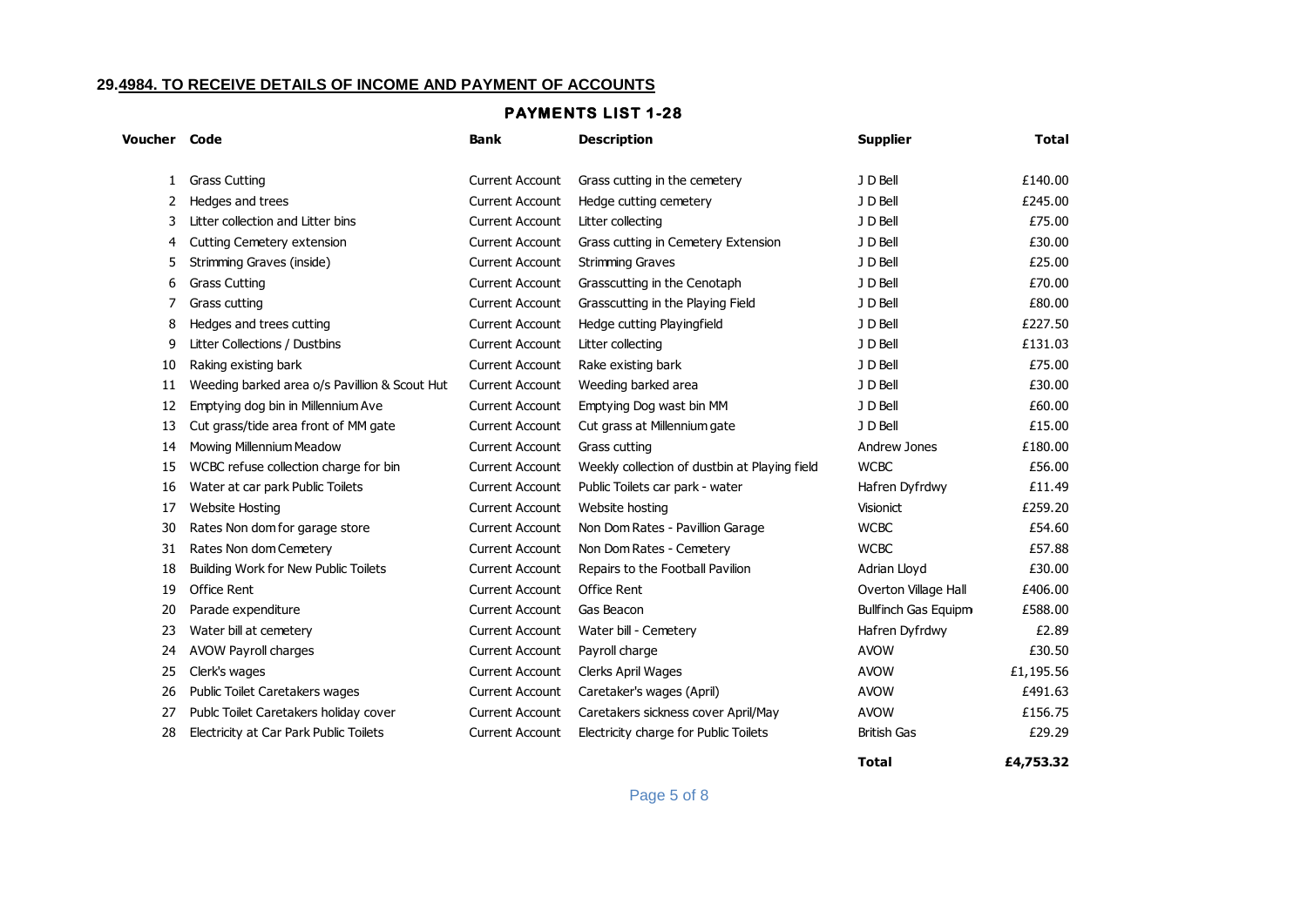**29.4984. TO RECEIVE DETAILS OF INCOME AND PAYMENT OF ACCOUNTS**

**PAYMENTS LIST 1-28**

| Voucher | Code | Bank | Description | Supplier | Total |
|---|---|---|---|---|---|
| 1 | Grass Cutting | Current Account | Grass cutting in the cemetery | J D Bell | £140.00 |
| 2 | Hedges and trees | Current Account | Hedge cutting cemetery | J D Bell | £245.00 |
| 3 | Litter collection and Litter bins | Current Account | Litter collecting | J D Bell | £75.00 |
| 4 | Cutting Cemetery extension | Current Account | Grass cutting in Cemetery Extension | J D Bell | £30.00 |
| 5 | Strimming Graves (inside) | Current Account | Strimming Graves | J D Bell | £25.00 |
| 6 | Grass Cutting | Current Account | Grasscutting in the Cenotaph | J D Bell | £70.00 |
| 7 | Grass cutting | Current Account | Grasscutting in the Playing Field | J D Bell | £80.00 |
| 8 | Hedges and trees cutting | Current Account | Hedge cutting Playingfield | J D Bell | £227.50 |
| 9 | Litter Collections / Dustbins | Current Account | Litter collecting | J D Bell | £131.03 |
| 10 | Raking existing bark | Current Account | Rake existing bark | J D Bell | £75.00 |
| 11 | Weeding barked area o/s Pavillion & Scout Hut | Current Account | Weeding barked area | J D Bell | £30.00 |
| 12 | Emptying dog bin in Millennium Ave | Current Account | Emptying Dog wast bin MM | J D Bell | £60.00 |
| 13 | Cut grass/tide area front of MM gate | Current Account | Cut grass at Millennium gate | J D Bell | £15.00 |
| 14 | Mowing Millennium Meadow | Current Account | Grass cutting | Andrew Jones | £180.00 |
| 15 | WCBC refuse collection charge for bin | Current Account | Weekly collection of dustbin at Playing field | WCBC | £56.00 |
| 16 | Water at car park Public Toilets | Current Account | Public Toilets car park - water | Hafren Dyfrdwy | £11.49 |
| 17 | Website Hosting | Current Account | Website hosting | Visionict | £259.20 |
| 30 | Rates Non dom for garage store | Current Account | Non Dom Rates - Pavillion Garage | WCBC | £54.60 |
| 31 | Rates Non dom Cemetery | Current Account | Non Dom Rates - Cemetery | WCBC | £57.88 |
| 18 | Building Work for New Public Toilets | Current Account | Repairs to the Football Pavilion | Adrian Lloyd | £30.00 |
| 19 | Office Rent | Current Account | Office Rent | Overton Village Hall | £406.00 |
| 20 | Parade expenditure | Current Account | Gas Beacon | Bullfinch Gas Equipm | £588.00 |
| 23 | Water bill at cemetery | Current Account | Water bill - Cemetery | Hafren Dyfrdwy | £2.89 |
| 24 | AVOW Payroll charges | Current Account | Payroll charge | AVOW | £30.50 |
| 25 | Clerk's wages | Current Account | Clerks April Wages | AVOW | £1,195.56 |
| 26 | Public Toilet Caretakers wages | Current Account | Caretaker's wages (April) | AVOW | £491.63 |
| 27 | Publc Toilet Caretakers holiday cover | Current Account | Caretakers sickness cover April/May | AVOW | £156.75 |
| 28 | Electricity at Car Park Public Toilets | Current Account | Electricity charge for Public Toilets | British Gas | £29.29 |
| | | | | **Total** | **£4,753.32** |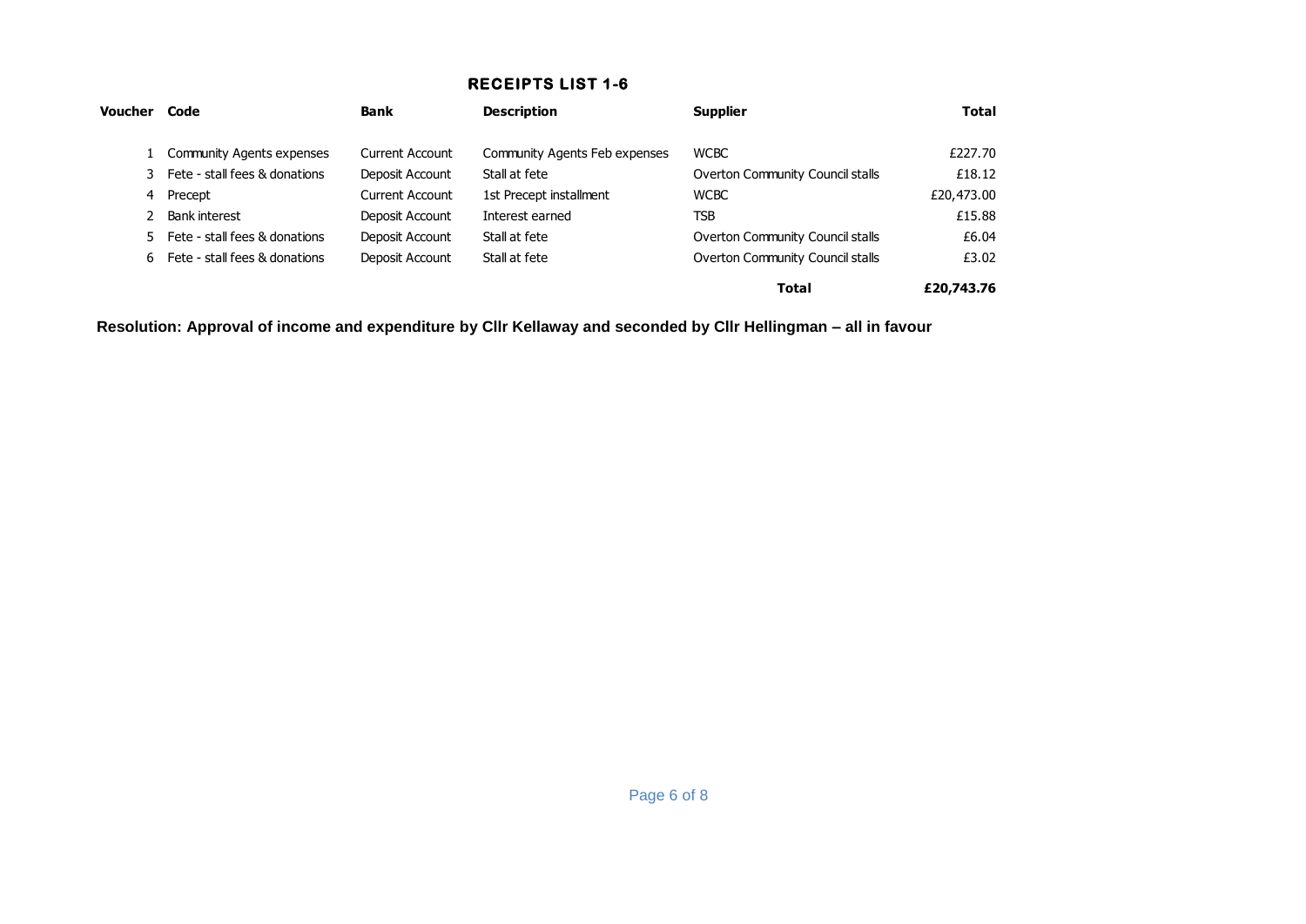## RECEIPTS LIST 1-6

| Voucher | Code | Bank | Description | Supplier | Total |
|---|---|---|---|---|---|
| 1 | Community Agents expenses | Current Account | Community Agents Feb expenses | WCBC | £227.70 |
| 3 | Fete - stall fees & donations | Deposit Account | Stall at fete | Overton Community Council stalls | £18.12 |
| 4 | Precept | Current Account | 1st Precept installment | WCBC | £20,473.00 |
| 2 | Bank interest | Deposit Account | Interest earned | TSB | £15.88 |
| 5 | Fete - stall fees & donations | Deposit Account | Stall at fete | Overton Community Council stalls | £6.04 |
| 6 | Fete - stall fees & donations | Deposit Account | Stall at fete | Overton Community Council stalls | £3.02 |
| | | | | **Total** | **£20,743.76** |

**Resolution: Approval of income and expenditure by Cllr Kellaway and seconded by Cllr Hellingman – all in favour**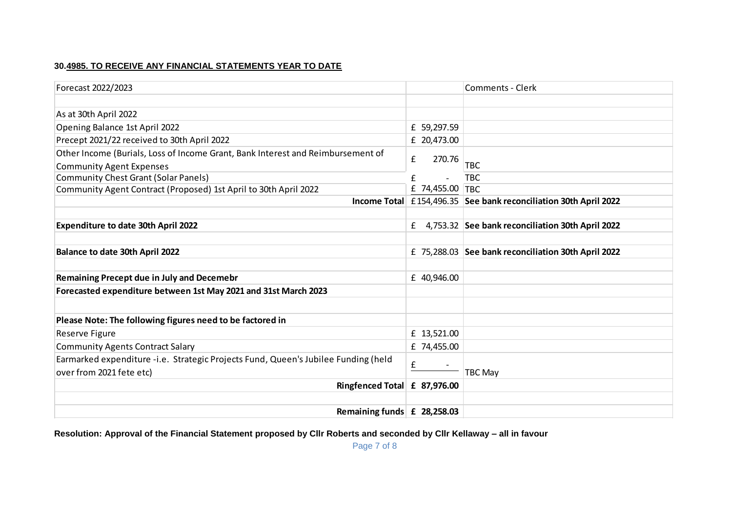**30.4985. TO RECEIVE ANY FINANCIAL STATEMENTS YEAR TO DATE**

| Forecast 2022/2023 | | Comments - Clerk |
|---|---|---|
| | | |
| As at 30th April 2022 | | |
| Opening Balance 1st April 2022 | £ 59,297.59 | |
| Precept 2021/22 received to 30th April 2022 | £ 20,473.00 | |
| Other Income (Burials, Loss of Income Grant, Bank Interest and Reimbursement of Community Agent Expenses | £ 270.76 | TBC |
| Community Chest Grant (Solar Panels) | £ - | TBC |
| Community Agent Contract (Proposed) 1st April to 30th April 2022 | £ 74,455.00 | TBC |
| **Income Total** | £154,496.35 | **See bank reconciliation 30th April 2022** |
| | | |
| **Expenditure to date 30th April 2022** | £ 4,753.32 | **See bank reconciliation 30th April 2022** |
| | | |
| **Balance to date 30th April 2022** | £ 75,288.03 | **See bank reconciliation 30th April 2022** |
| | | |
| **Remaining Precept due in July and Decemebr** | £ 40,946.00 | |
| **Forecasted expenditure between 1st May 2021 and 31st March 2023** | | |
| | | |
| **Please Note: The following figures need to be factored in** | | |
| Reserve Figure | £ 13,521.00 | |
| Community Agents Contract Salary | £ 74,455.00 | |
| Earmarked expenditure -i.e. Strategic Projects Fund, Queen's Jubilee Funding (held over from 2021 fete etc) | £ - | TBC May |
| **Ringfenced Total** | **£ 87,976.00** | |
| | | |
| **Remaining funds** | **£ 28,258.03** | |

**Resolution: Approval of the Financial Statement proposed by Cllr Roberts and seconded by Cllr Kellaway – all in favour**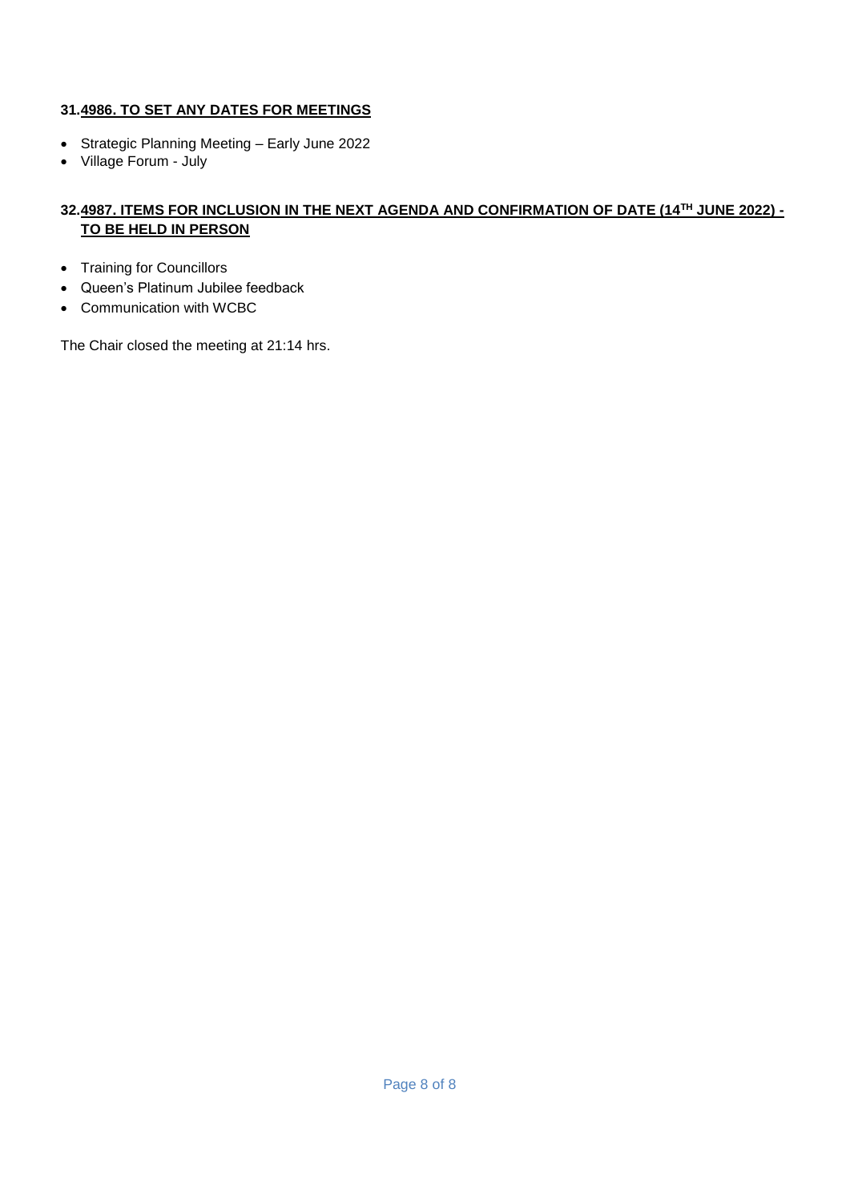**31.4986. TO SET ANY DATES FOR MEETINGS**

- Strategic Planning Meeting – Early June 2022
- Village Forum - July

**32.4987. ITEMS FOR INCLUSION IN THE NEXT AGENDA AND CONFIRMATION OF DATE (14TH JUNE 2022) - TO BE HELD IN PERSON**

- Training for Councillors
- Queen's Platinum Jubilee feedback
- Communication with WCBC

The Chair closed the meeting at 21:14 hrs.